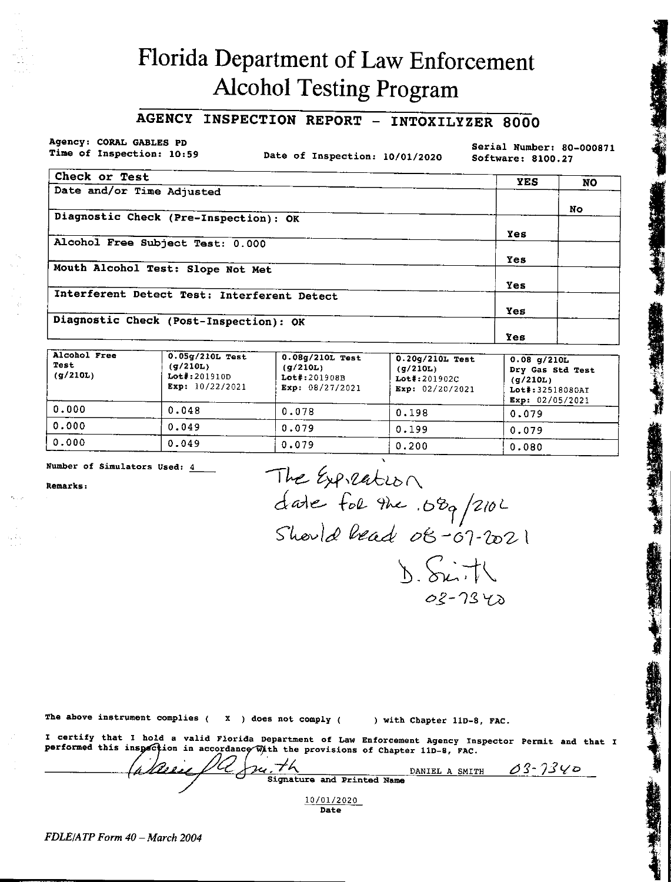# Florida Department of Law Enforcement
# Alcohol Testing Program

## AGENCY INSPECTION REPORT - INTOXILYZER 8000

Agency: CORAL GABLES PD
Time of Inspection: 10:59
Date of Inspection: 10/01/2020
Serial Number: 80-000871
Software: 8100.27

| Check or Test | YES | NO |
|---|---|---|
| Date and/or Time Adjusted | | No |
| Diagnostic Check (Pre-Inspection): OK | Yes | |
| Alcohol Free Subject Test: 0.000 | Yes | |
| Mouth Alcohol Test: Slope Not Met | Yes | |
| Interferent Detect Test: Interferent Detect | Yes | |
| Diagnostic Check (Post-Inspection): OK | Yes | |

| Alcohol Free Test (g/210L) | 0.05g/210L Test (g/210L) Lot#:201910D Exp: 10/22/2021 | 0.08g/210L Test (g/210L) Lot#:201908B Exp: 08/27/2021 | 0.20g/210L Test (g/210L) Lot#:201902C Exp: 02/20/2021 | 0.08 g/210L Dry Gas Std Test (g/210L) Lot#:32518080AI Exp: 02/05/2021 |
|---|---|---|---|---|
| 0.000 | 0.048 | 0.078 | 0.198 | 0.079 |
| 0.000 | 0.049 | 0.079 | 0.199 | 0.079 |
| 0.000 | 0.049 | 0.079 | 0.200 | 0.080 |

Number of Simulators Used: 4

Remarks: The Expiration date for the .08g/210L Should read 08-07-2021
D. Smith
03-7340

The above instrument complies ( X ) does not comply ( ) with Chapter 11D-8, FAC.

I certify that I hold a valid Florida Department of Law Enforcement Agency Inspector Permit and that I performed this inspection in accordance with the provisions of Chapter 11D-8, FAC.

[Signature] DANIEL A SMITH 03-7340
Signature and Printed Name

10/01/2020
Date

*FDLE/ATP Form 40 – March 2004*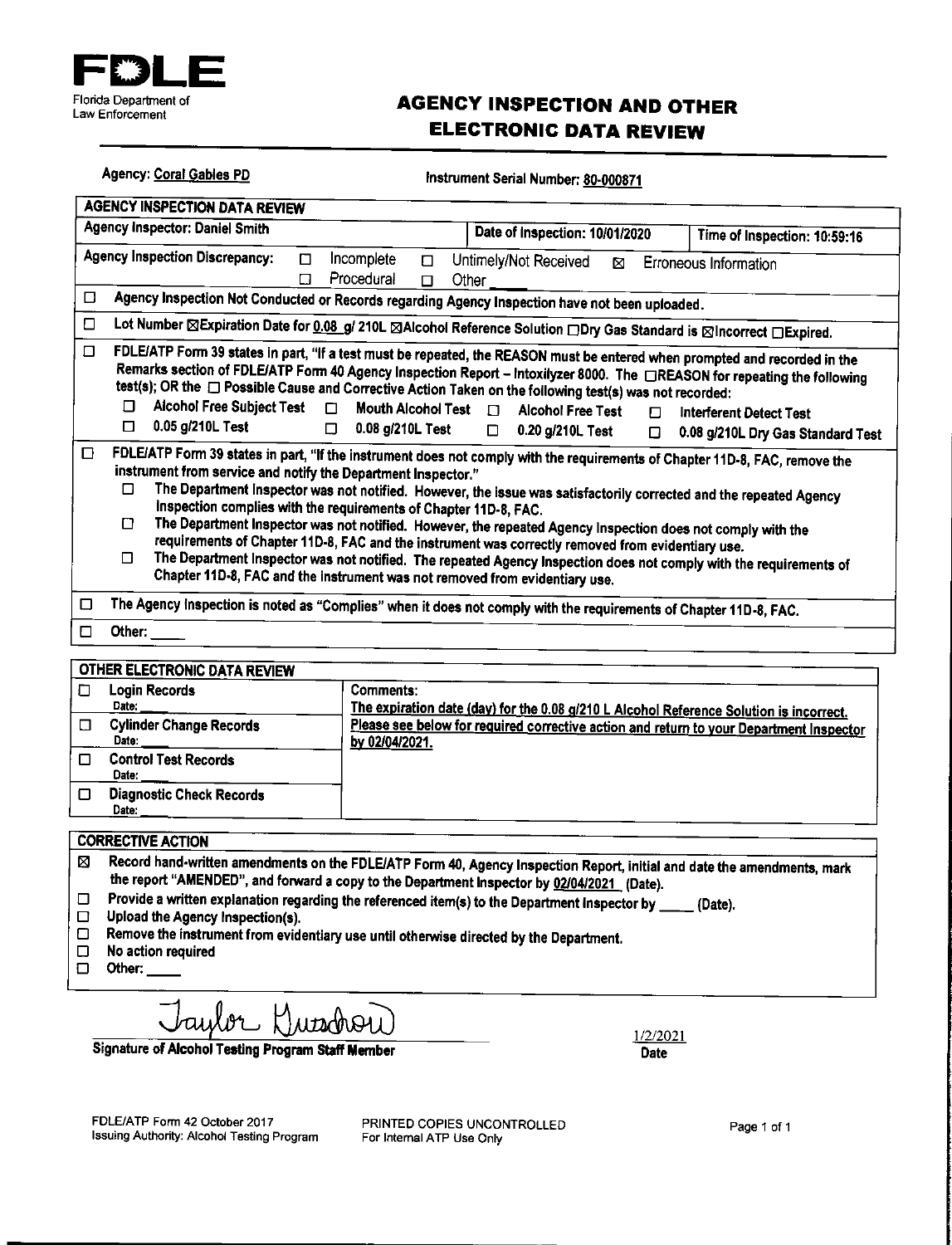**FDLE**
Florida Department of Law Enforcement

# AGENCY INSPECTION AND OTHER ELECTRONIC DATA REVIEW

Agency: Coral Gables PD

Instrument Serial Number: 80-000871

## AGENCY INSPECTION DATA REVIEW

| Agency Inspector: Daniel Smith | Date of Inspection: 10/01/2020 | Time of Inspection: 10:59:16 |
|---|---|---|

Agency Inspection Discrepancy: ☐ Incomplete ☐ Untimely/Not Received ☒ Erroneous Information ☐ Procedural ☐ Other ____

☐ Agency Inspection Not Conducted or Records regarding Agency Inspection have not been uploaded.

☐ Lot Number ☒Expiration Date for 0.08 g/ 210L ☒Alcohol Reference Solution ☐Dry Gas Standard is ☒Incorrect ☐Expired.

☐ FDLE/ATP Form 39 states in part, "If a test must be repeated, the REASON must be entered when prompted and recorded in the Remarks section of FDLE/ATP Form 40 Agency Inspection Report – Intoxilyzer 8000. The ☐REASON for repeating the following test(s); OR the ☐ Possible Cause and Corrective Action Taken on the following test(s) was not recorded:

- ☐ Alcohol Free Subject Test ☐ Mouth Alcohol Test ☐ Alcohol Free Test ☐ Interferent Detect Test
- ☐ 0.05 g/210L Test ☐ 0.08 g/210L Test ☐ 0.20 g/210L Test ☐ 0.08 g/210L Dry Gas Standard Test

☐ FDLE/ATP Form 39 states in part, "If the instrument does not comply with the requirements of Chapter 11D-8, FAC, remove the instrument from service and notify the Department Inspector."

- ☐ The Department Inspector was not notified. However, the issue was satisfactorily corrected and the repeated Agency Inspection complies with the requirements of Chapter 11D-8, FAC.
- ☐ The Department Inspector was not notified. However, the repeated Agency Inspection does not comply with the requirements of Chapter 11D-8, FAC and the instrument was correctly removed from evidentiary use.
- ☐ The Department Inspector was not notified. The repeated Agency Inspection does not comply with the requirements of Chapter 11D-8, FAC and the instrument was not removed from evidentiary use.

☐ The Agency Inspection is noted as "Complies" when it does not comply with the requirements of Chapter 11D-8, FAC.

☐ Other: ____

## OTHER ELECTRONIC DATA REVIEW

| | |
|---|---|
| ☐ Login Records Date: ____ | Comments: The expiration date (day) for the 0.08 g/210 L Alcohol Reference Solution is incorrect. Please see below for required corrective action and return to your Department Inspector by 02/04/2021. |
| ☐ Cylinder Change Records Date: ____ | |
| ☐ Control Test Records Date: ____ | |
| ☐ Diagnostic Check Records Date: ____ | |

## CORRECTIVE ACTION

- ☒ Record hand-written amendments on the FDLE/ATP Form 40, Agency Inspection Report, initial and date the amendments, mark the report "AMENDED", and forward a copy to the Department Inspector by 02/04/2021 (Date).
- ☐ Provide a written explanation regarding the referenced item(s) to the Department Inspector by ____ (Date).
- ☐ Upload the Agency Inspection(s).
- ☐ Remove the instrument from evidentiary use until otherwise directed by the Department.
- ☐ No action required
- ☐ Other: ____

Taylor Kuschow (signature)

Signature of Alcohol Testing Program Staff Member

1/2/2021
Date

FDLE/ATP Form 42 October 2017
Issuing Authority: Alcohol Testing Program

PRINTED COPIES UNCONTROLLED
For Internal ATP Use Only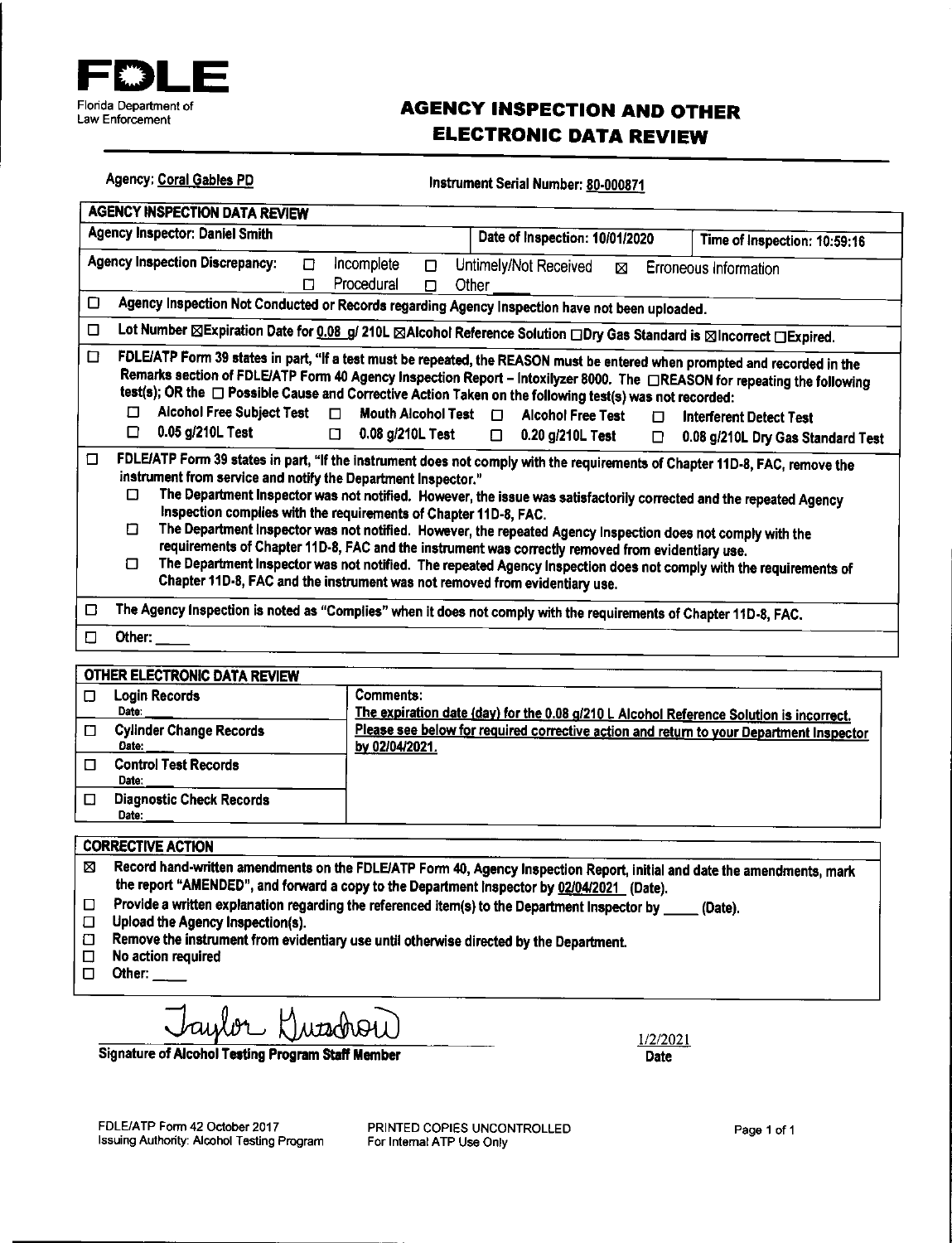**FDLE**
Florida Department of Law Enforcement

# AGENCY INSPECTION AND OTHER ELECTRONIC DATA REVIEW

Agency: Coral Gables PD

Instrument Serial Number: 80-000871

## AGENCY INSPECTION DATA REVIEW

| Agency Inspector: Daniel Smith | Date of Inspection: 10/01/2020 | Time of Inspection: 10:59:16 |
|---|---|---|

Agency Inspection Discrepancy: ☐ Incomplete ☐ Untimely/Not Received ☒ Erroneous Information ☐ Procedural ☐ Other ____

☐ Agency Inspection Not Conducted or Records regarding Agency Inspection have not been uploaded.

☐ Lot Number ☒Expiration Date for 0.08 g/ 210L ☒Alcohol Reference Solution ☐Dry Gas Standard is ☒Incorrect ☐Expired.

☐ FDLE/ATP Form 39 states in part, "If a test must be repeated, the REASON must be entered when prompted and recorded in the Remarks section of FDLE/ATP Form 40 Agency Inspection Report – Intoxilyzer 8000. The ☐REASON for repeating the following test(s); OR the ☐ Possible Cause and Corrective Action Taken on the following test(s) was not recorded:

- ☐ Alcohol Free Subject Test ☐ Mouth Alcohol Test ☐ Alcohol Free Test ☐ Interferent Detect Test
- ☐ 0.05 g/210L Test ☐ 0.08 g/210L Test ☐ 0.20 g/210L Test ☐ 0.08 g/210L Dry Gas Standard Test

☐ FDLE/ATP Form 39 states in part, "If the instrument does not comply with the requirements of Chapter 11D-8, FAC, remove the instrument from service and notify the Department Inspector."

- ☐ The Department Inspector was not notified. However, the issue was satisfactorily corrected and the repeated Agency Inspection complies with the requirements of Chapter 11D-8, FAC.
- ☐ The Department Inspector was not notified. However, the repeated Agency Inspection does not comply with the requirements of Chapter 11D-8, FAC and the instrument was correctly removed from evidentiary use.
- ☐ The Department Inspector was not notified. The repeated Agency Inspection does not comply with the requirements of Chapter 11D-8, FAC and the instrument was not removed from evidentiary use.

☐ The Agency Inspection is noted as "Complies" when it does not comply with the requirements of Chapter 11D-8, FAC.

☐ Other: ____

## OTHER ELECTRONIC DATA REVIEW

| Records | Comments |
|---|---|
| ☐ Login Records Date: ____ | The expiration date (day) for the 0.08 g/210 L Alcohol Reference Solution is incorrect. Please see below for required corrective action and return to your Department Inspector by 02/04/2021. |
| ☐ Cylinder Change Records Date: ____ | |
| ☐ Control Test Records Date: ____ | |
| ☐ Diagnostic Check Records Date: ____ | |

## CORRECTIVE ACTION

- ☒ Record hand-written amendments on the FDLE/ATP Form 40, Agency Inspection Report, initial and date the amendments, mark the report "AMENDED", and forward a copy to the Department Inspector by 02/04/2021 (Date).
- ☐ Provide a written explanation regarding the referenced item(s) to the Department Inspector by ____ (Date).
- ☐ Upload the Agency Inspection(s).
- ☐ Remove the instrument from evidentiary use until otherwise directed by the Department.
- ☐ No action required
- ☐ Other: ____

Taylor Kutschow
Signature of Alcohol Testing Program Staff Member

1/2/2021
Date

FDLE/ATP Form 42 October 2017
Issuing Authority: Alcohol Testing Program

PRINTED COPIES UNCONTROLLED
For Internal ATP Use Only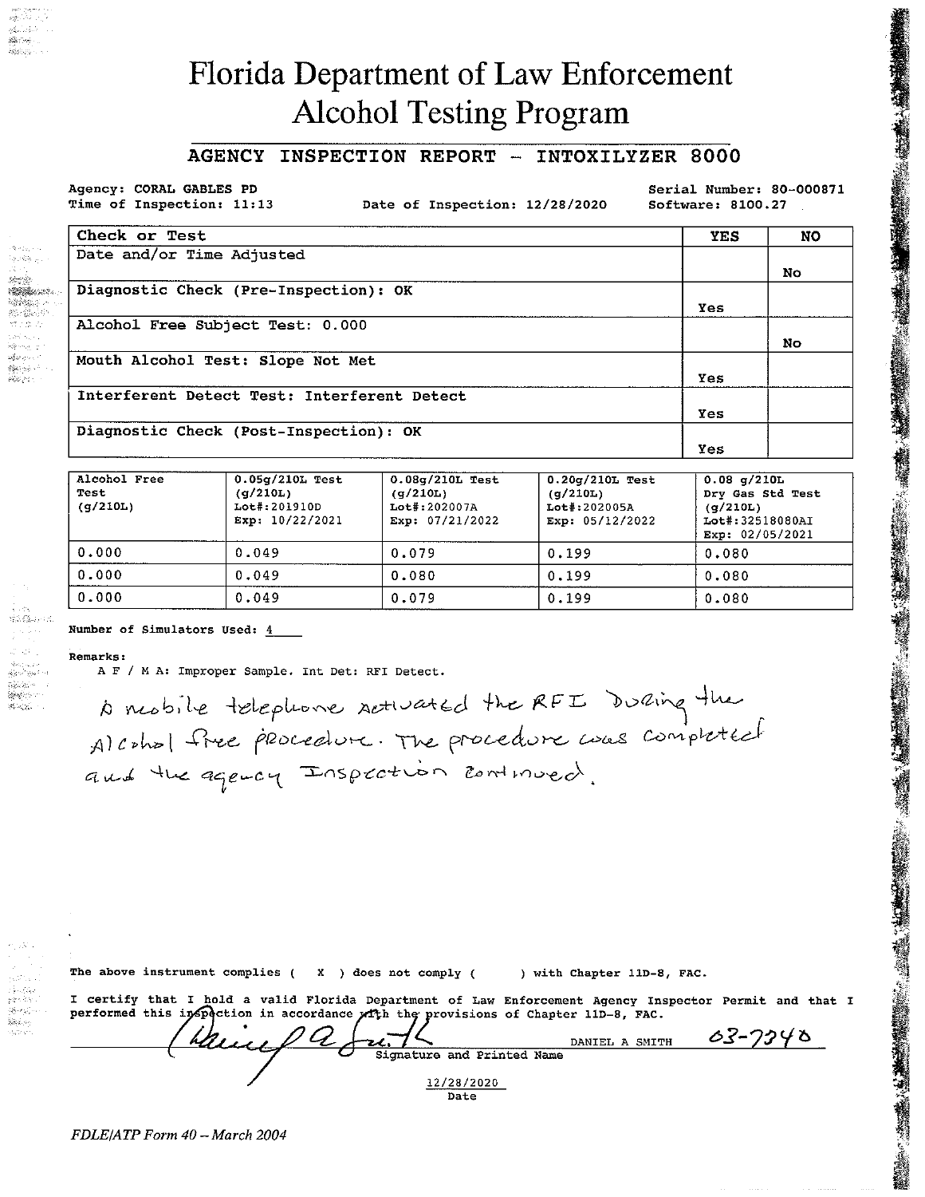# Florida Department of Law Enforcement
# Alcohol Testing Program

## AGENCY INSPECTION REPORT – INTOXILYZER 8000

Agency: CORAL GABLES PD
Time of Inspection: 11:13
Date of Inspection: 12/28/2020
Serial Number: 80-000871
Software: 8100.27

| Check or Test | YES | NO |
|---|---|---|
| Date and/or Time Adjusted | | No |
| Diagnostic Check (Pre-Inspection): OK | Yes | |
| Alcohol Free Subject Test: 0.000 | | No |
| Mouth Alcohol Test: Slope Not Met | Yes | |
| Interferent Detect Test: Interferent Detect | Yes | |
| Diagnostic Check (Post-Inspection): OK | Yes | |

| Alcohol Free Test (g/210L) | 0.05g/210L Test (g/210L) Lot#:201910D Exp: 10/22/2021 | 0.08g/210L Test (g/210L) Lot#:202007A Exp: 07/21/2022 | 0.20g/210L Test (g/210L) Lot#:202005A Exp: 05/12/2022 | 0.08 g/210L Dry Gas Std Test (g/210L) Lot#:32518080AI Exp: 02/05/2021 |
|---|---|---|---|---|
| 0.000 | 0.049 | 0.079 | 0.199 | 0.080 |
| 0.000 | 0.049 | 0.080 | 0.199 | 0.080 |
| 0.000 | 0.049 | 0.079 | 0.199 | 0.080 |

Number of Simulators Used: 4

Remarks:
A F / M A: Improper Sample. Int Det: RFI Detect.

A mobile telephone activated the RFI During the Alcohol free procedure. The procedure was completed and the agency Inspection continued.

The above instrument complies ( X ) does not comply ( ) with Chapter 11D-8, FAC.

I certify that I hold a valid Florida Department of Law Enforcement Agency Inspector Permit and that I performed this inspection in accordance with the provisions of Chapter 11D-8, FAC.

[Signature] DANIEL A SMITH 03-7340
Signature and Printed Name

12/28/2020
Date

*FDLE/ATP Form 40 – March 2004*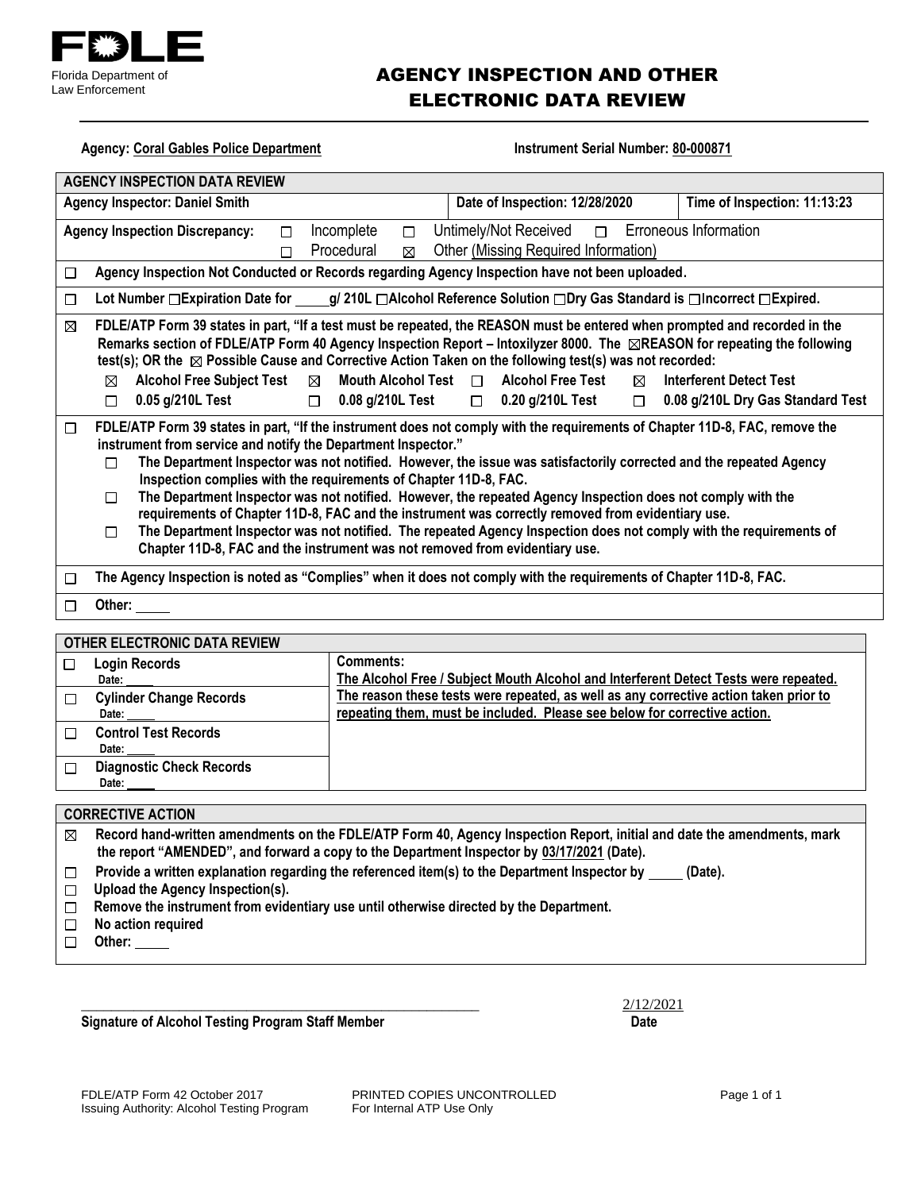**FDLE**
Florida Department of Law Enforcement

# AGENCY INSPECTION AND OTHER ELECTRONIC DATA REVIEW

**Agency: Coral Gables Police Department** **Instrument Serial Number: 80-000871**

## AGENCY INSPECTION DATA REVIEW

| **Agency Inspector: Daniel Smith** | **Date of Inspection: 12/28/2020** | **Time of Inspection: 11:13:23** |
|---|---|---|

**Agency Inspection Discrepancy:** ☐ Incomplete ☐ Untimely/Not Received ☐ Erroneous Information ☐ Procedural ☒ Other (Missing Required Information)

☐ **Agency Inspection Not Conducted or Records regarding Agency Inspection have not been uploaded.**

☐ **Lot Number ☐Expiration Date for \_\_\_\_g/ 210L ☐Alcohol Reference Solution ☐Dry Gas Standard is ☐Incorrect ☐Expired.**

☒ **FDLE/ATP Form 39 states in part, "If a test must be repeated, the REASON must be entered when prompted and recorded in the Remarks section of FDLE/ATP Form 40 Agency Inspection Report – Intoxilyzer 8000. The ☒REASON for repeating the following test(s); OR the ☒ Possible Cause and Corrective Action Taken on the following test(s) was not recorded:**

- ☒ **Alcohol Free Subject Test** ☒ **Mouth Alcohol Test** ☐ **Alcohol Free Test** ☒ **Interferent Detect Test**
- ☐ **0.05 g/210L Test** ☐ **0.08 g/210L Test** ☐ **0.20 g/210L Test** ☐ **0.08 g/210L Dry Gas Standard Test**

☐ **FDLE/ATP Form 39 states in part, "If the instrument does not comply with the requirements of Chapter 11D-8, FAC, remove the instrument from service and notify the Department Inspector."**

- ☐ **The Department Inspector was not notified. However, the issue was satisfactorily corrected and the repeated Agency Inspection complies with the requirements of Chapter 11D-8, FAC.**
- ☐ **The Department Inspector was not notified. However, the repeated Agency Inspection does not comply with the requirements of Chapter 11D-8, FAC and the instrument was correctly removed from evidentiary use.**
- ☐ **The Department Inspector was not notified. The repeated Agency Inspection does not comply with the requirements of Chapter 11D-8, FAC and the instrument was not removed from evidentiary use.**

☐ **The Agency Inspection is noted as "Complies" when it does not comply with the requirements of Chapter 11D-8, FAC.**

☐ **Other:** \_\_\_\_

## OTHER ELECTRONIC DATA REVIEW

| | |
|---|---|
| ☐ **Login Records** Date: \_\_\_\_ | **Comments:** The Alcohol Free / Subject Mouth Alcohol and Interferent Detect Tests were repeated. The reason these tests were repeated, as well as any corrective action taken prior to repeating them, must be included. Please see below for corrective action. |
| ☐ **Cylinder Change Records** Date: \_\_\_\_ | |
| ☐ **Control Test Records** Date: \_\_\_\_ | |
| ☐ **Diagnostic Check Records** Date: \_\_\_\_ | |

## CORRECTIVE ACTION

- ☒ **Record hand-written amendments on the FDLE/ATP Form 40, Agency Inspection Report, initial and date the amendments, mark the report "AMENDED", and forward a copy to the Department Inspector by 03/17/2021 (Date).**
- ☐ **Provide a written explanation regarding the referenced item(s) to the Department Inspector by \_\_\_\_ (Date).**
- ☐ **Upload the Agency Inspection(s).**
- ☐ **Remove the instrument from evidentiary use until otherwise directed by the Department.**
- ☐ **No action required**
- ☐ **Other:** \_\_\_\_

\_\_\_\_\_\_\_\_\_\_\_\_\_\_\_\_\_\_\_\_\_\_\_\_\_\_\_\_\_\_\_\_\_\_\_\_\_\_ 2/12/2021

**Signature of Alcohol Testing Program Staff Member** **Date**

FDLE/ATP Form 42 October 2017
Issuing Authority: Alcohol Testing Program
PRINTED COPIES UNCONTROLLED
For Internal ATP Use Only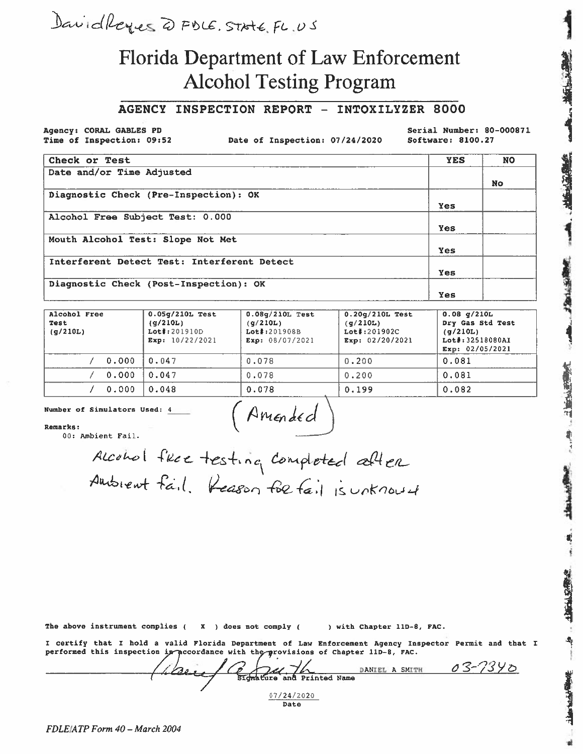DavidReyes@FDLE.STATE.FL.US

# Florida Department of Law Enforcement
# Alcohol Testing Program

## AGENCY INSPECTION REPORT - INTOXILYZER 8000

**Agency: CORAL GABLES PD**
**Time of Inspection: 09:52** **Date of Inspection: 07/24/2020** **Serial Number: 80-000871**
**Software: 8100.27**

| Check or Test | YES | NO |
|---|---|---|
| Date and/or Time Adjusted | | No |
| Diagnostic Check (Pre-Inspection): OK | Yes | |
| Alcohol Free Subject Test: 0.000 | Yes | |
| Mouth Alcohol Test: Slope Not Met | Yes | |
| Interferent Detect Test: Interferent Detect | Yes | |
| Diagnostic Check (Post-Inspection): OK | Yes | |

| Alcohol Free Test (g/210L) | 0.05g/210L Test (g/210L) Lot#:201910D Exp: 10/22/2021 | 0.08g/210L Test (g/210L) Lot#:201908B Exp: 08/07/2021 | 0.20g/210L Test (g/210L) Lot#:201902C Exp: 02/20/2021 | 0.08 g/210L Dry Gas Std Test (g/210L) Lot#:32518080AI Exp: 02/05/2021 |
|---|---|---|---|---|
| / 0.000 | 0.047 | 0.078 | 0.200 | 0.081 |
| / 0.000 | 0.047 | 0.078 | 0.200 | 0.081 |
| / 0.000 | 0.048 | 0.078 | 0.199 | 0.082 |

**Number of Simulators Used:** 4

(Amended)

**Remarks:**
00: Ambient Fail.

Alcohol free testing completed after Ambient fail. Reason for fail is unknown

The above instrument complies ( X ) does not comply ( ) with Chapter 11D-8, FAC.

I certify that I hold a valid Florida Department of Law Enforcement Agency Inspector Permit and that I performed this inspection in accordance with the provisions of Chapter 11D-8, FAC.

DANIEL A SMITH 03-7340
Signature and Printed Name

07/24/2020
Date

*FDLE/ATP Form 40 – March 2004*